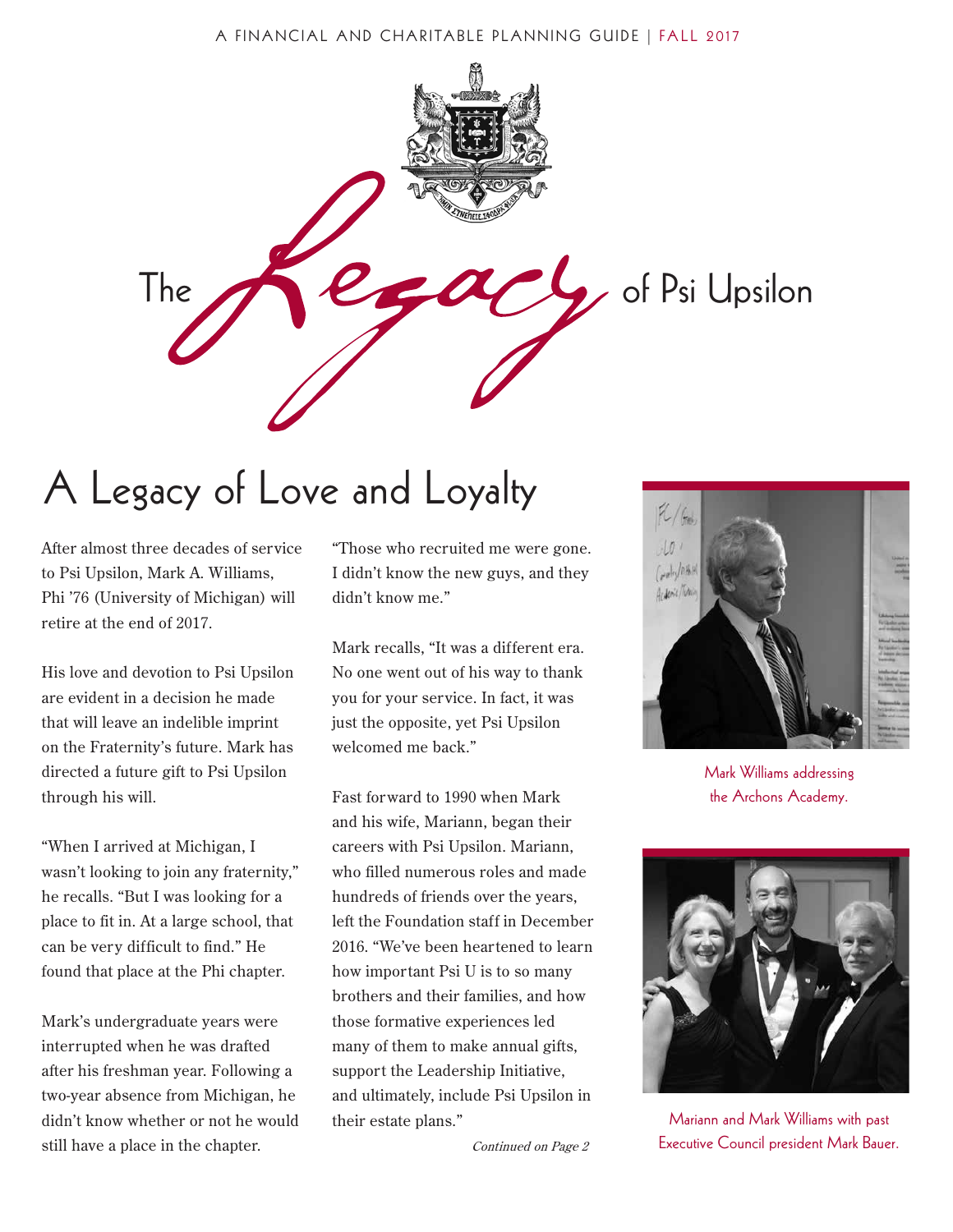A FINANCIAL AND CHARITABLE PLANNING GUIDE | FALL 2017

# The Legacy of Psi Upsilon

## A Legacy of Love and Loyalty

After almost three decades of service to Psi Upsilon, Mark A. Williams, Phi '76 (University of Michigan) will retire at the end of 2017.

His love and devotion to Psi Upsilon are evident in a decision he made that will leave an indelible imprint on the Fraternity's future. Mark has directed a future gift to Psi Upsilon through his will.

"When I arrived at Michigan, I wasn't looking to join any fraternity," he recalls. "But I was looking for a place to fit in. At a large school, that can be very difficult to find." He found that place at the Phi chapter.

Mark's undergraduate years were interrupted when he was drafted after his freshman year. Following a two-year absence from Michigan, he didn't know whether or not he would still have a place in the chapter. "Those who recruited me were gone. I didn't know the new guys, and they didn't know me."

Mark recalls, "It was a different era. No one went out of his way to thank you for your service. In fact, it was just the opposite, yet Psi Upsilon welcomed me back."

Fast forward to 1990 when Mark and his wife, Mariann, began their careers with Psi Upsilon. Mariann, who filled numerous roles and made hundreds of friends over the years, left the Foundation staff in December 2016. "We've been heartened to learn how important Psi U is to so many brothers and their families, and how those formative experiences led many of them to make annual gifts, support the Leadership Initiative, and ultimately, include Psi Upsilon in their estate plans."

*Continued on Page 2*

Mark Williams addressing the Archons Academy.

Mariann and Mark Williams with past Executive Council president Mark Bauer.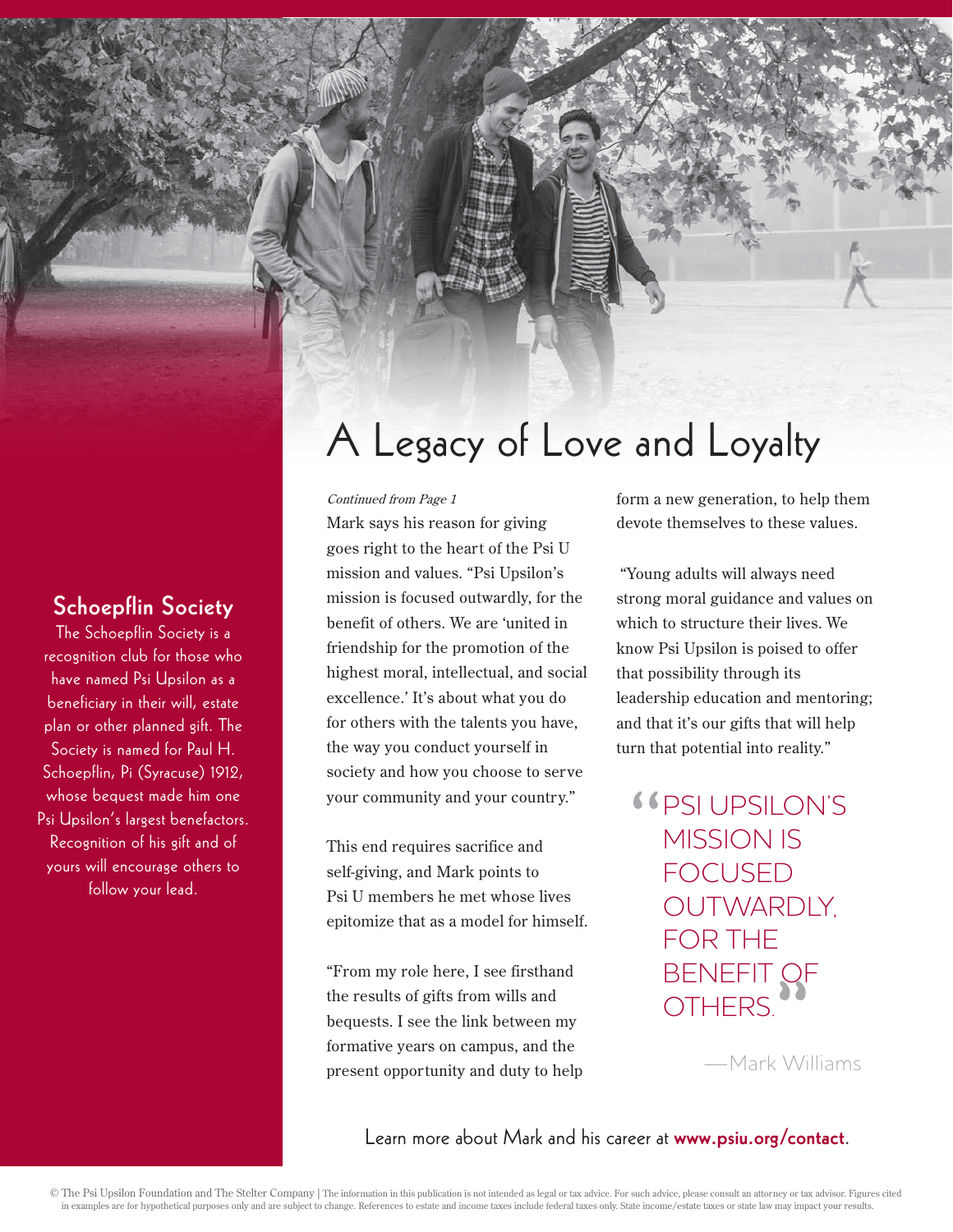## Schoepflin Society

The Schoepflin Society is a recognition club for those who have named Psi Upsilon as a beneficiary in their will, estate plan or other planned gift. The Society is named for Paul H. Schoepflin, Pi (Syracuse) 1912, whose bequest made him one Psi Upsilon's largest benefactors. Recognition of his gift and of yours will encourage others to follow your lead.

# A Legacy of Love and Loyalty

*Continued from Page 1*

Mark says his reason for giving goes right to the heart of the Psi U mission and values. "Psi Upsilon's mission is focused outwardly, for the benefit of others. We are 'united in friendship for the promotion of the highest moral, intellectual, and social excellence.' It's about what you do for others with the talents you have, the way you conduct yourself in society and how you choose to serve your community and your country."

This end requires sacrifice and self-giving, and Mark points to Psi U members he met whose lives epitomize that as a model for himself.

"From my role here, I see firsthand the results of gifts from wills and bequests. I see the link between my formative years on campus, and the present opportunity and duty to help form a new generation, to help them devote themselves to these values.

"Young adults will always need strong moral guidance and values on which to structure their lives. We know Psi Upsilon is poised to offer that possibility through its leadership education and mentoring; and that it's our gifts that will help turn that potential into reality."

> "PSI UPSILON'S MISSION IS FOCUSED OUTWARDLY, FOR THE BENEFIT OF OTHERS."
>
> —Mark Williams

Learn more about Mark and his career at **www.psiu.org/contact**.

© The Psi Upsilon Foundation and The Stelter Company | The information in this publication is not intended as legal or tax advice. For such advice, please consult an attorney or tax advisor. Figures cited in examples are for hypothetical purposes only and are subject to change. References to estate and income taxes include federal taxes only. State income/estate taxes or state law may impact your results.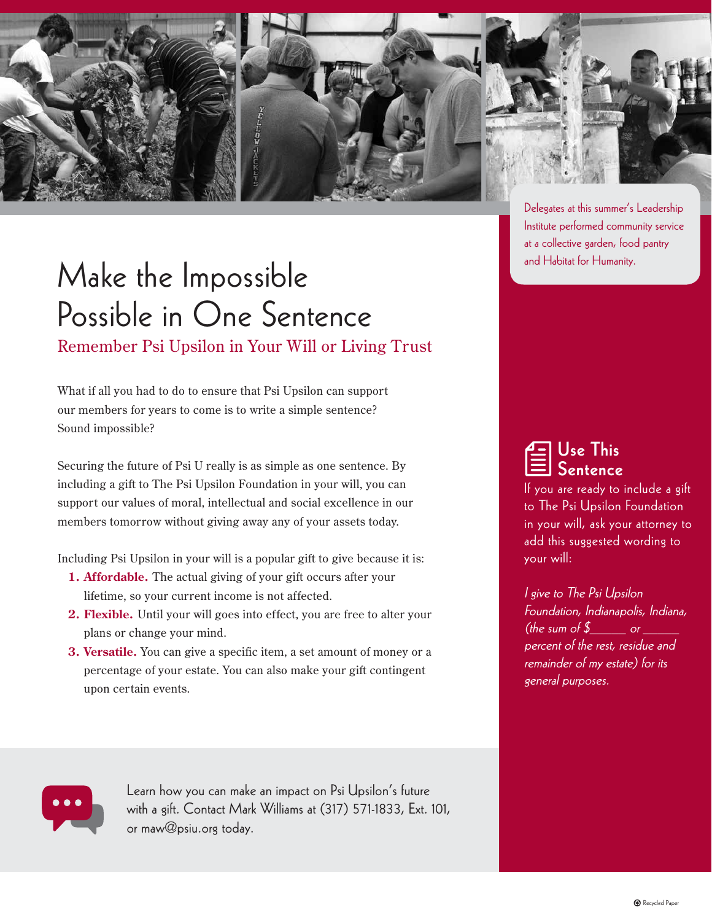Delegates at this summer's Leadership Institute performed community service at a collective garden, food pantry and Habitat for Humanity.

# Make the Impossible Possible in One Sentence

## Remember Psi Upsilon in Your Will or Living Trust

What if all you had to do to ensure that Psi Upsilon can support our members for years to come is to write a simple sentence? Sound impossible?

Securing the future of Psi U really is as simple as one sentence. By including a gift to The Psi Upsilon Foundation in your will, you can support our values of moral, intellectual and social excellence in our members tomorrow without giving away any of your assets today.

Including Psi Upsilon in your will is a popular gift to give because it is:

1. **Affordable.** The actual giving of your gift occurs after your lifetime, so your current income is not affected.
2. **Flexible.** Until your will goes into effect, you are free to alter your plans or change your mind.
3. **Versatile.** You can give a specific item, a set amount of money or a percentage of your estate. You can also make your gift contingent upon certain events.

### Use This Sentence

If you are ready to include a gift to The Psi Upsilon Foundation in your will, ask your attorney to add this suggested wording to your will:

*I give to The Psi Upsilon Foundation, Indianapolis, Indiana, (the sum of $______ or ______ percent of the rest, residue and remainder of my estate) for its general purposes.*

Learn how you can make an impact on Psi Upsilon's future with a gift. Contact Mark Williams at (317) 571-1833, Ext. 101, or maw@psiu.org today.

Recycled Paper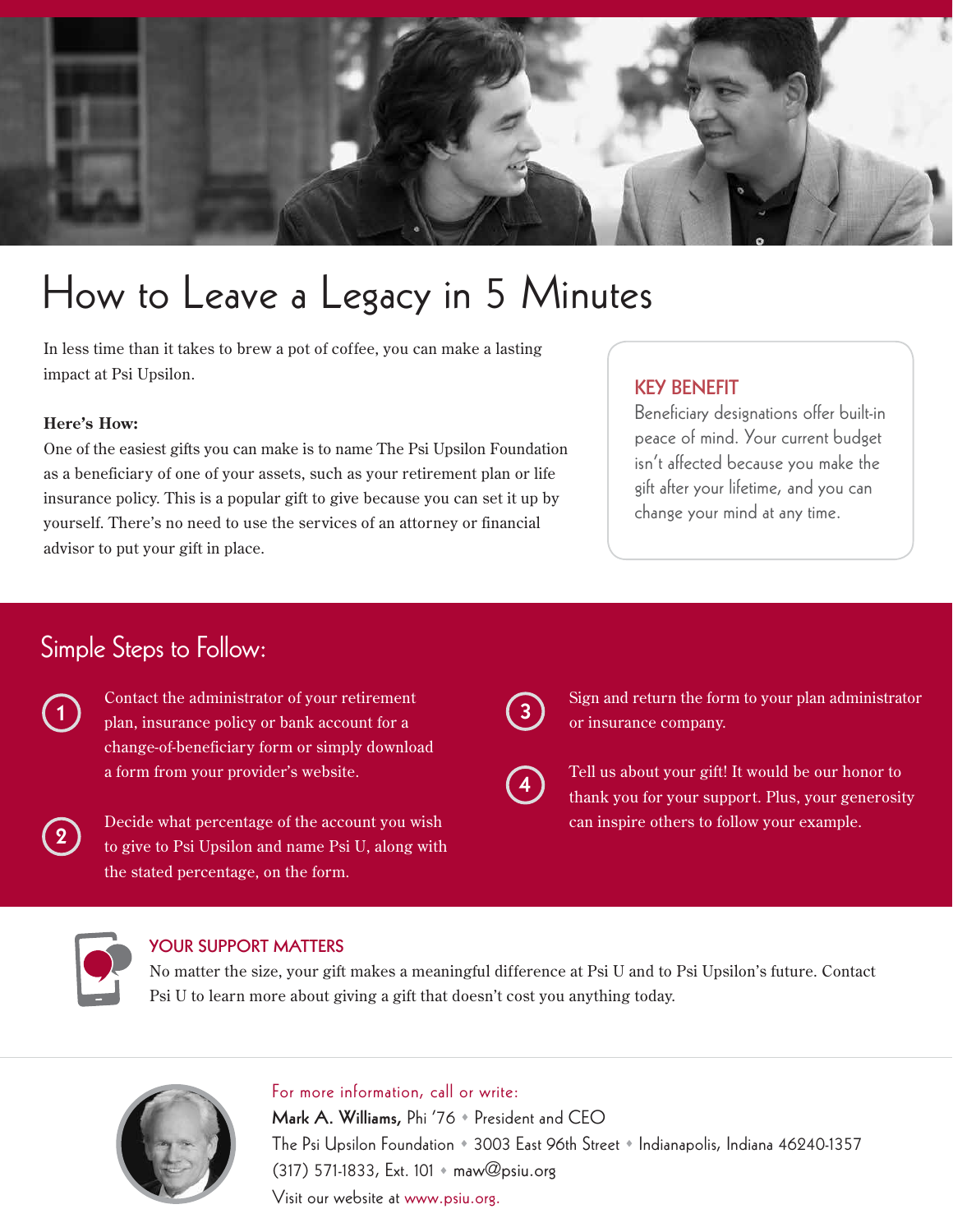# How to Leave a Legacy in 5 Minutes

In less time than it takes to brew a pot of coffee, you can make a lasting impact at Psi Upsilon.

**Here's How:**
One of the easiest gifts you can make is to name The Psi Upsilon Foundation as a beneficiary of one of your assets, such as your retirement plan or life insurance policy. This is a popular gift to give because you can set it up by yourself. There's no need to use the services of an attorney or financial advisor to put your gift in place.

### KEY BENEFIT

Beneficiary designations offer built-in peace of mind. Your current budget isn't affected because you make the gift after your lifetime, and you can change your mind at any time.

## Simple Steps to Follow:

1. Contact the administrator of your retirement plan, insurance policy or bank account for a change-of-beneficiary form or simply download a form from your provider's website.
2. Decide what percentage of the account you wish to give to Psi Upsilon and name Psi U, along with the stated percentage, on the form.
3. Sign and return the form to your plan administrator or insurance company.
4. Tell us about your gift! It would be our honor to thank you for your support. Plus, your generosity can inspire others to follow your example.

### YOUR SUPPORT MATTERS

No matter the size, your gift makes a meaningful difference at Psi U and to Psi Upsilon's future. Contact Psi U to learn more about giving a gift that doesn't cost you anything today.

For more information, call or write:
**Mark A. Williams,** Phi '76 • President and CEO
The Psi Upsilon Foundation • 3003 East 96th Street • Indianapolis, Indiana 46240-1357
(317) 571-1833, Ext. 101 • maw@psiu.org
Visit our website at www.psiu.org.